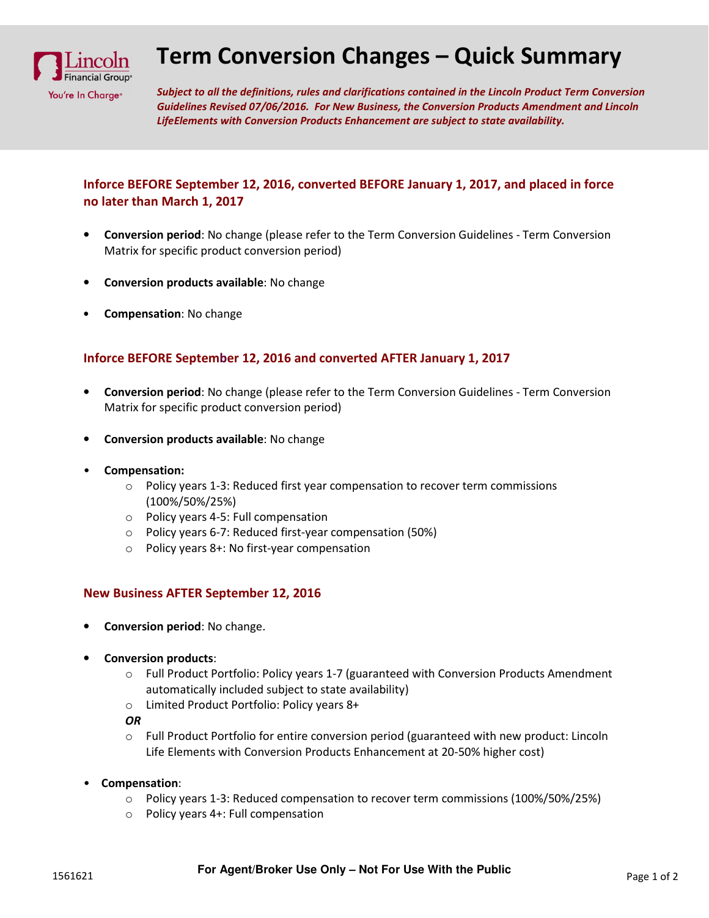# Term Conversion Changes – Quick Summary

***Subject to all the definitions, rules and clarifications contained in the Lincoln Product Term Conversion Guidelines Revised 07/06/2016. For New Business, the Conversion Products Amendment and Lincoln LifeElements with Conversion Products Enhancement are subject to state availability.***

### Inforce BEFORE September 12, 2016, converted BEFORE January 1, 2017, and placed in force no later than March 1, 2017

- **Conversion period**: No change (please refer to the Term Conversion Guidelines - Term Conversion Matrix for specific product conversion period)
- **Conversion products available**: No change
- **Compensation**: No change

### Inforce BEFORE September 12, 2016 and converted AFTER January 1, 2017

- **Conversion period**: No change (please refer to the Term Conversion Guidelines - Term Conversion Matrix for specific product conversion period)
- **Conversion products available**: No change
- **Compensation:**
  - Policy years 1-3: Reduced first year compensation to recover term commissions (100%/50%/25%)
  - Policy years 4-5: Full compensation
  - Policy years 6-7: Reduced first-year compensation (50%)
  - Policy years 8+: No first-year compensation

### New Business AFTER September 12, 2016

- **Conversion period**: No change.
- **Conversion products**:
  - Full Product Portfolio: Policy years 1-7 (guaranteed with Conversion Products Amendment automatically included subject to state availability)
  - Limited Product Portfolio: Policy years 8+

  ***OR***

  - Full Product Portfolio for entire conversion period (guaranteed with new product: Lincoln Life Elements with Conversion Products Enhancement at 20-50% higher cost)
- **Compensation**:
  - Policy years 1-3: Reduced compensation to recover term commissions (100%/50%/25%)
  - Policy years 4+: Full compensation

1561621

**For Agent/Broker Use Only – Not For Use With the Public**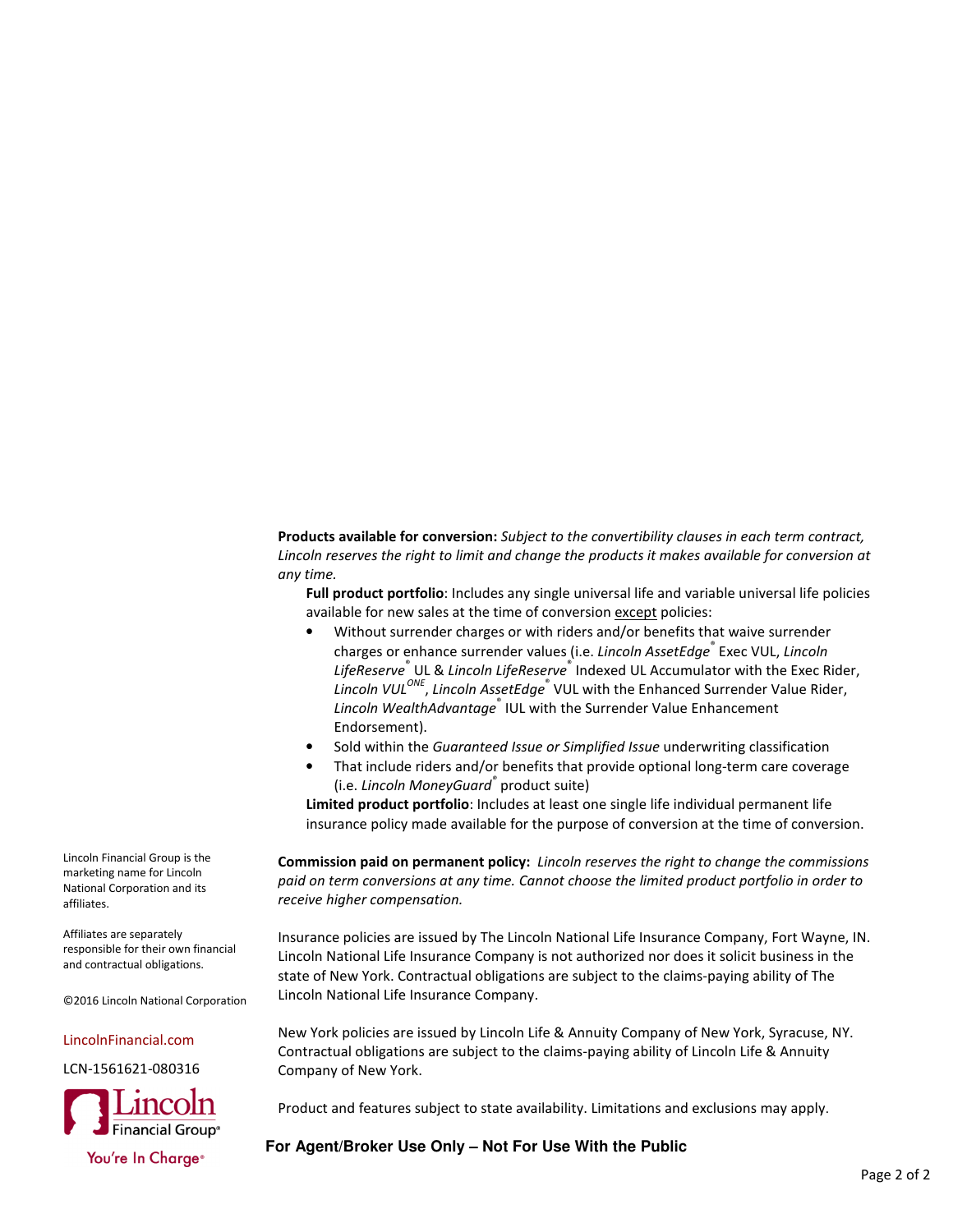**Products available for conversion:** *Subject to the convertibility clauses in each term contract, Lincoln reserves the right to limit and change the products it makes available for conversion at any time.*

**Full product portfolio**: Includes any single universal life and variable universal life policies available for new sales at the time of conversion except policies:

- Without surrender charges or with riders and/or benefits that waive surrender charges or enhance surrender values (i.e. *Lincoln AssetEdge*® Exec VUL, *Lincoln LifeReserve*® UL & *Lincoln LifeReserve*® Indexed UL Accumulator with the Exec Rider, *Lincoln VUL*ONE, *Lincoln AssetEdge*® VUL with the Enhanced Surrender Value Rider, *Lincoln WealthAdvantage*® IUL with the Surrender Value Enhancement Endorsement).
- Sold within the *Guaranteed Issue or Simplified Issue* underwriting classification
- That include riders and/or benefits that provide optional long-term care coverage (i.e. *Lincoln MoneyGuard*® product suite)

**Limited product portfolio**: Includes at least one single life individual permanent life insurance policy made available for the purpose of conversion at the time of conversion.

**Commission paid on permanent policy:** *Lincoln reserves the right to change the commissions paid on term conversions at any time. Cannot choose the limited product portfolio in order to receive higher compensation.*

Insurance policies are issued by The Lincoln National Life Insurance Company, Fort Wayne, IN. Lincoln National Life Insurance Company is not authorized nor does it solicit business in the state of New York. Contractual obligations are subject to the claims-paying ability of The Lincoln National Life Insurance Company.

New York policies are issued by Lincoln Life & Annuity Company of New York, Syracuse, NY. Contractual obligations are subject to the claims-paying ability of Lincoln Life & Annuity Company of New York.

Product and features subject to state availability. Limitations and exclusions may apply.

**For Agent/Broker Use Only – Not For Use With the Public**

Lincoln Financial Group is the marketing name for Lincoln National Corporation and its affiliates.

Affiliates are separately responsible for their own financial and contractual obligations.

©2016 Lincoln National Corporation

LincolnFinancial.com

LCN-1561621-080316

Lincoln Financial Group®

You're In Charge®